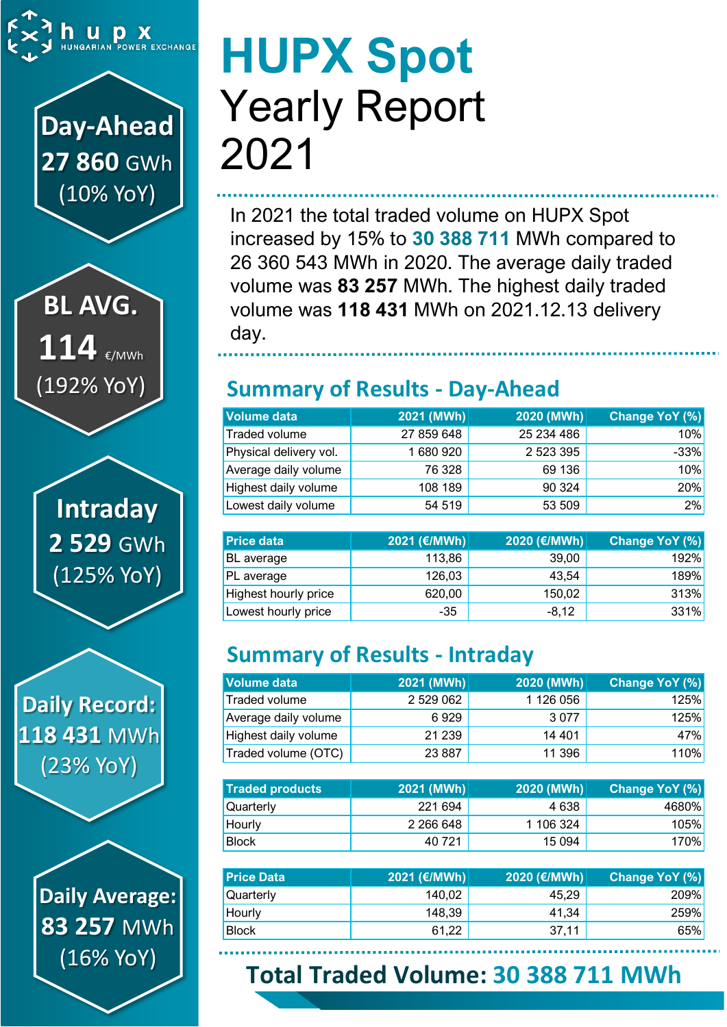hupx
HUNGARIAN POWER EXCHANGE

**Day-Ahead**
**27 860** GWh
(10% YoY)

**BL AVG.**
**114** €/MWh
(192% YoY)

**Intraday**
**2 529** GWh
(125% YoY)

**Daily Record:**
**118 431** MWh
(23% YoY)

**Daily Average:**
**83 257** MWh
(16% YoY)

# HUPX Spot Yearly Report 2021

In 2021 the total traded volume on HUPX Spot increased by 15% to **30 388 711** MWh compared to 26 360 543 MWh in 2020. The average daily traded volume was **83 257** MWh. The highest daily traded volume was **118 431** MWh on 2021.12.13 delivery day.

## Summary of Results - Day-Ahead

| Volume data | 2021 (MWh) | 2020 (MWh) | Change YoY (%) |
|---|---|---|---|
| Traded volume | 27 859 648 | 25 234 486 | 10% |
| Physical delivery vol. | 1 680 920 | 2 523 395 | -33% |
| Average daily volume | 76 328 | 69 136 | 10% |
| Highest daily volume | 108 189 | 90 324 | 20% |
| Lowest daily volume | 54 519 | 53 509 | 2% |

| Price data | 2021 (€/MWh) | 2020 (€/MWh) | Change YoY (%) |
|---|---|---|---|
| BL average | 113,86 | 39,00 | 192% |
| PL average | 126,03 | 43,54 | 189% |
| Highest hourly price | 620,00 | 150,02 | 313% |
| Lowest hourly price | -35 | -8,12 | 331% |

## Summary of Results - Intraday

| Volume data | 2021 (MWh) | 2020 (MWh) | Change YoY (%) |
|---|---|---|---|
| Traded volume | 2 529 062 | 1 126 056 | 125% |
| Average daily volume | 6 929 | 3 077 | 125% |
| Highest daily volume | 21 239 | 14 401 | 47% |
| Traded volume (OTC) | 23 887 | 11 396 | 110% |

| Traded products | 2021 (MWh) | 2020 (MWh) | Change YoY (%) |
|---|---|---|---|
| Quarterly | 221 694 | 4 638 | 4680% |
| Hourly | 2 266 648 | 1 106 324 | 105% |
| Block | 40 721 | 15 094 | 170% |

| Price Data | 2021 (€/MWh) | 2020 (€/MWh) | Change YoY (%) |
|---|---|---|---|
| Quarterly | 140,02 | 45,29 | 209% |
| Hourly | 148,39 | 41,34 | 259% |
| Block | 61,22 | 37,11 | 65% |

**Total Traded Volume: 30 388 711 MWh**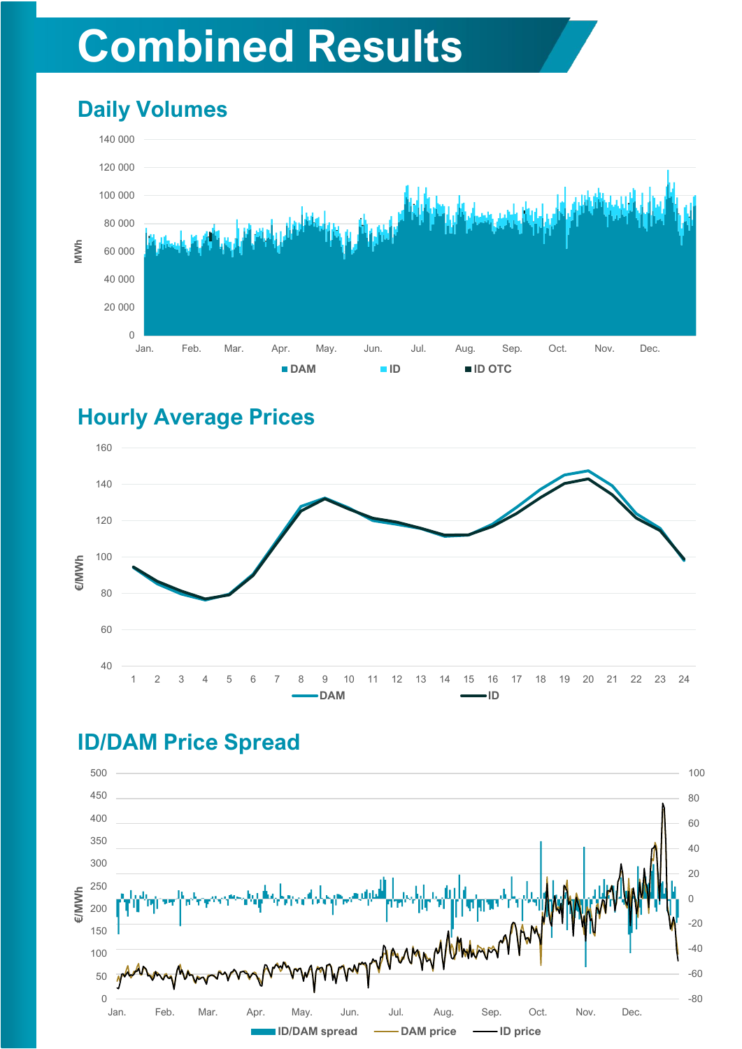# Combined Results

## Daily Volumes

## Hourly Average Prices

## ID/DAM Price Spread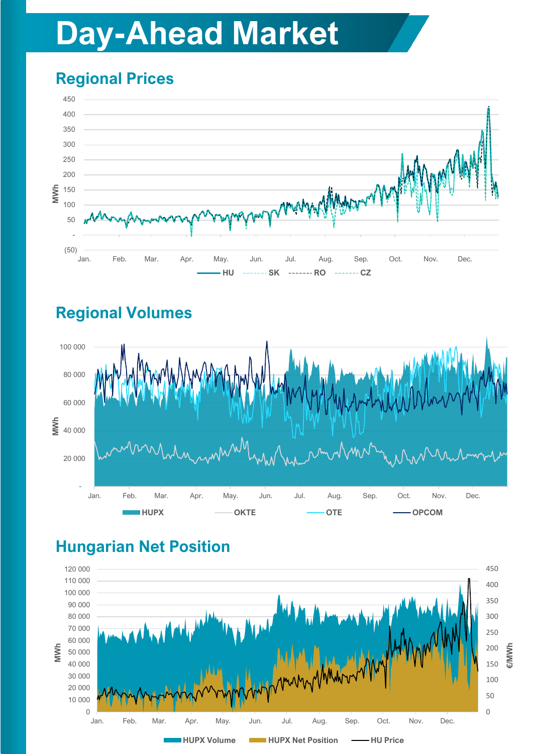# Day-Ahead Market

## Regional Prices

450
400
350
300
250
200
150
100
50
-
(50)

MWh

Jan. Feb. Mar. Apr. May. Jun. Jul. Aug. Sep. Oct. Nov. Dec.

HU SK RO CZ

## Regional Volumes

100 000
80 000
60 000
40 000
20 000
-

MWh

Jan. Feb. Mar. Apr. May. Jun. Jul. Aug. Sep. Oct. Nov. Dec.

HUPX OKTE OTE OPCOM

## Hungarian Net Position

120 000
110 000
100 000
90 000
80 000
70 000
60 000
50 000
40 000
30 000
20 000
10 000
0

MWh

450
400
350
300
250
200
150
100
50
0

€/MWh

Jan. Feb. Mar. Apr. May. Jun. Jul. Aug. Sep. Oct. Nov. Dec.

HUPX Volume HUPX Net Position HU Price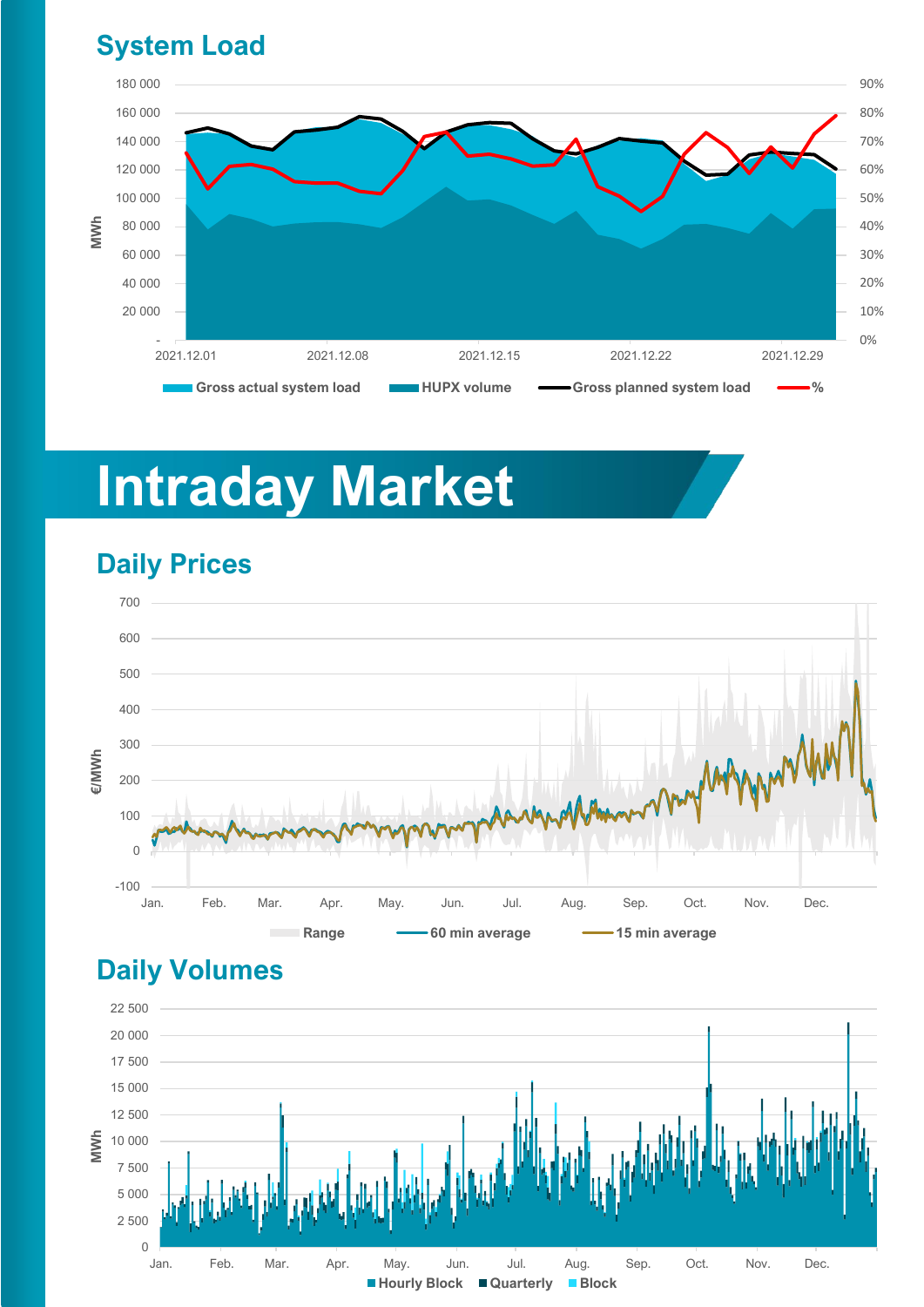## System Load

180 000
160 000
140 000
120 000
100 000
80 000
60 000
40 000
20 000
-

MWh

90%
80%
70%
60%
50%
40%
30%
20%
10%
0%

2021.12.01 2021.12.08 2021.12.15 2021.12.22 2021.12.29

Gross actual system load · HUPX volume · Gross planned system load · %

# Intraday Market

## Daily Prices

700
600
500
400
300
200
100
0
-100

€/MWh

Jan. Feb. Mar. Apr. May. Jun. Jul. Aug. Sep. Oct. Nov. Dec.

Range · 60 min average · 15 min average

## Daily Volumes

22 500
20 000
17 500
15 000
12 500
10 000
7 500
5 000
2 500
0

MWh

Jan. Feb. Mar. Apr. May. Jun. Jul. Aug. Sep. Oct. Nov. Dec.

Hourly Block · Quarterly · Block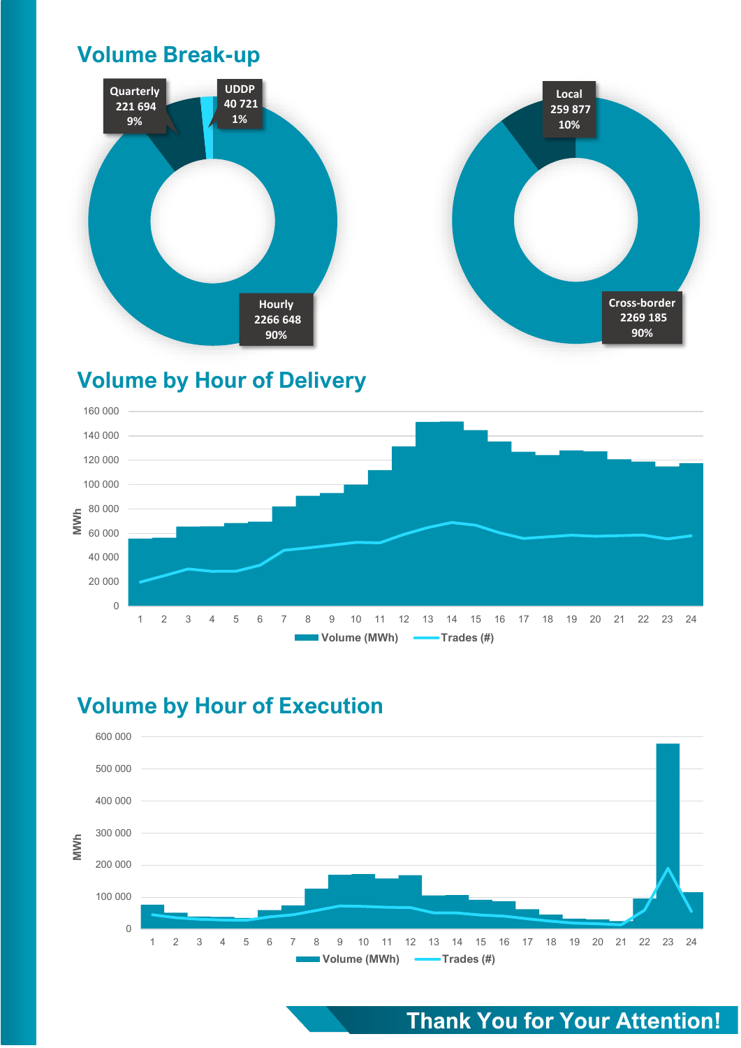## Volume Break-up

Quarterly
221 694
9%

UDDP
40 721
1%

Hourly
2266 648
90%

Local
259 877
10%

Cross-border
2269 185
90%

## Volume by Hour of Delivery

160 000
140 000
120 000
100 000
80 000
60 000
40 000
20 000
0

MWh

1 2 3 4 5 6 7 8 9 10 11 12 13 14 15 16 17 18 19 20 21 22 23 24

Volume (MWh) Trades (#)

## Volume by Hour of Execution

600 000
500 000
400 000
300 000
200 000
100 000
0

MWh

1 2 3 4 5 6 7 8 9 10 11 12 13 14 15 16 17 18 19 20 21 22 23 24

Volume (MWh) Trades (#)

**Thank You for Your Attention!**